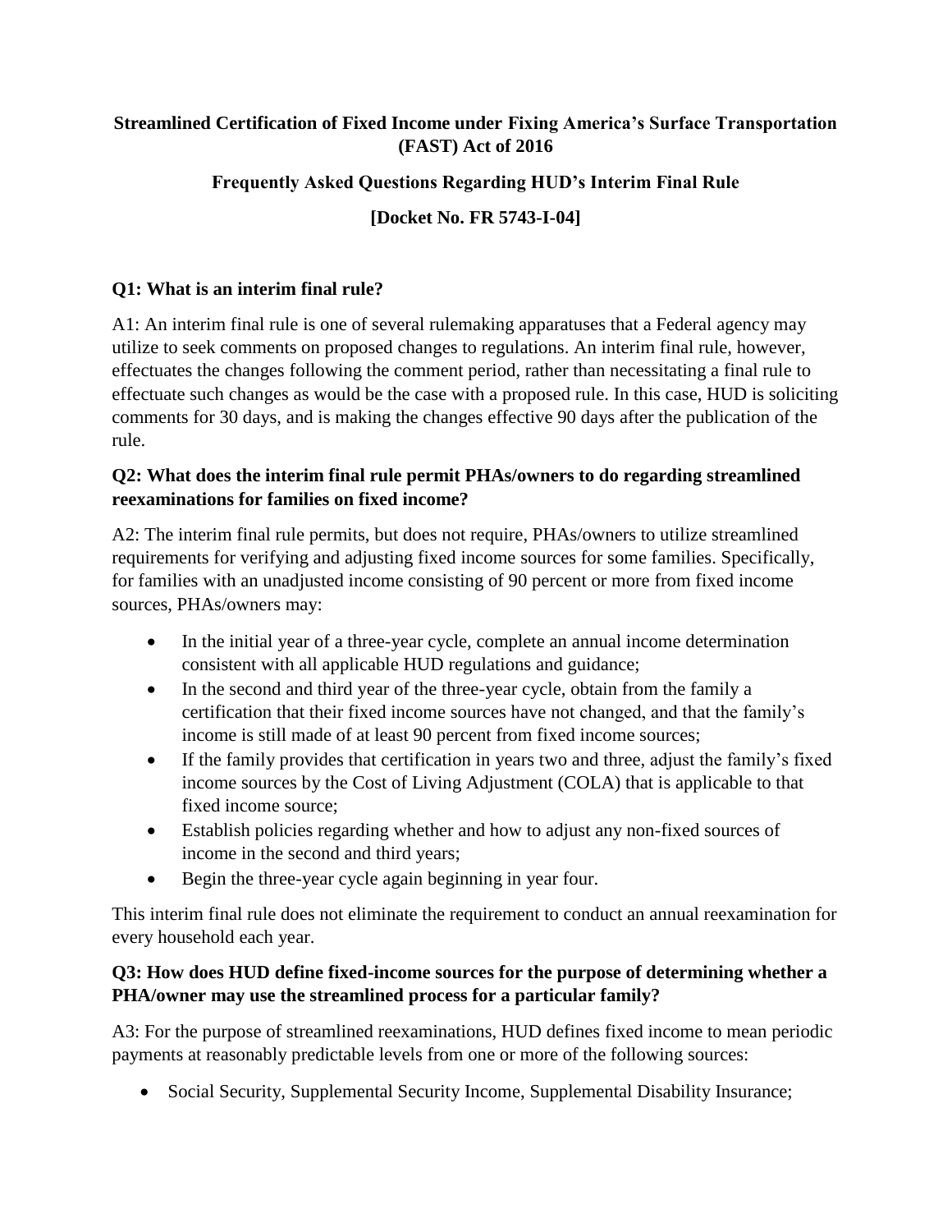**Streamlined Certification of Fixed Income under Fixing America's Surface Transportation (FAST) Act of 2016**

**Frequently Asked Questions Regarding HUD's Interim Final Rule**

**[Docket No. FR 5743-I-04]**

### Q1: What is an interim final rule?

A1: An interim final rule is one of several rulemaking apparatuses that a Federal agency may utilize to seek comments on proposed changes to regulations. An interim final rule, however, effectuates the changes following the comment period, rather than necessitating a final rule to effectuate such changes as would be the case with a proposed rule. In this case, HUD is soliciting comments for 30 days, and is making the changes effective 90 days after the publication of the rule.

### Q2: What does the interim final rule permit PHAs/owners to do regarding streamlined reexaminations for families on fixed income?

A2: The interim final rule permits, but does not require, PHAs/owners to utilize streamlined requirements for verifying and adjusting fixed income sources for some families. Specifically, for families with an unadjusted income consisting of 90 percent or more from fixed income sources, PHAs/owners may:

- In the initial year of a three-year cycle, complete an annual income determination consistent with all applicable HUD regulations and guidance;
- In the second and third year of the three-year cycle, obtain from the family a certification that their fixed income sources have not changed, and that the family's income is still made of at least 90 percent from fixed income sources;
- If the family provides that certification in years two and three, adjust the family's fixed income sources by the Cost of Living Adjustment (COLA) that is applicable to that fixed income source;
- Establish policies regarding whether and how to adjust any non-fixed sources of income in the second and third years;
- Begin the three-year cycle again beginning in year four.

This interim final rule does not eliminate the requirement to conduct an annual reexamination for every household each year.

### Q3: How does HUD define fixed-income sources for the purpose of determining whether a PHA/owner may use the streamlined process for a particular family?

A3: For the purpose of streamlined reexaminations, HUD defines fixed income to mean periodic payments at reasonably predictable levels from one or more of the following sources:

- Social Security, Supplemental Security Income, Supplemental Disability Insurance;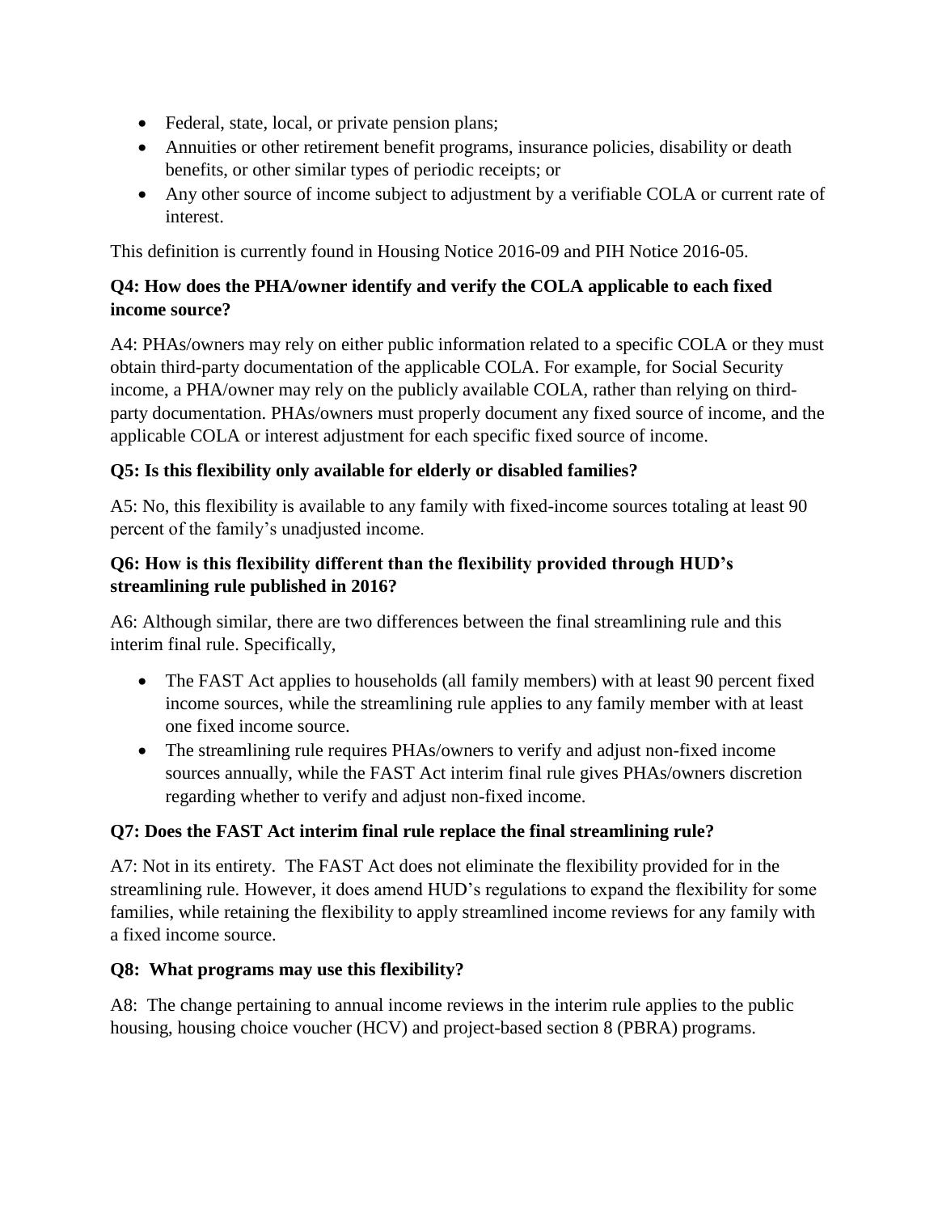- Federal, state, local, or private pension plans;
- Annuities or other retirement benefit programs, insurance policies, disability or death benefits, or other similar types of periodic receipts; or
- Any other source of income subject to adjustment by a verifiable COLA or current rate of interest.

This definition is currently found in Housing Notice 2016-09 and PIH Notice 2016-05.

**Q4: How does the PHA/owner identify and verify the COLA applicable to each fixed income source?**

A4: PHAs/owners may rely on either public information related to a specific COLA or they must obtain third-party documentation of the applicable COLA. For example, for Social Security income, a PHA/owner may rely on the publicly available COLA, rather than relying on third-party documentation. PHAs/owners must properly document any fixed source of income, and the applicable COLA or interest adjustment for each specific fixed source of income.

**Q5: Is this flexibility only available for elderly or disabled families?**

A5: No, this flexibility is available to any family with fixed-income sources totaling at least 90 percent of the family's unadjusted income.

**Q6: How is this flexibility different than the flexibility provided through HUD's streamlining rule published in 2016?**

A6: Although similar, there are two differences between the final streamlining rule and this interim final rule. Specifically,

- The FAST Act applies to households (all family members) with at least 90 percent fixed income sources, while the streamlining rule applies to any family member with at least one fixed income source.
- The streamlining rule requires PHAs/owners to verify and adjust non-fixed income sources annually, while the FAST Act interim final rule gives PHAs/owners discretion regarding whether to verify and adjust non-fixed income.

**Q7: Does the FAST Act interim final rule replace the final streamlining rule?**

A7: Not in its entirety. The FAST Act does not eliminate the flexibility provided for in the streamlining rule. However, it does amend HUD's regulations to expand the flexibility for some families, while retaining the flexibility to apply streamlined income reviews for any family with a fixed income source.

**Q8: What programs may use this flexibility?**

A8: The change pertaining to annual income reviews in the interim rule applies to the public housing, housing choice voucher (HCV) and project-based section 8 (PBRA) programs.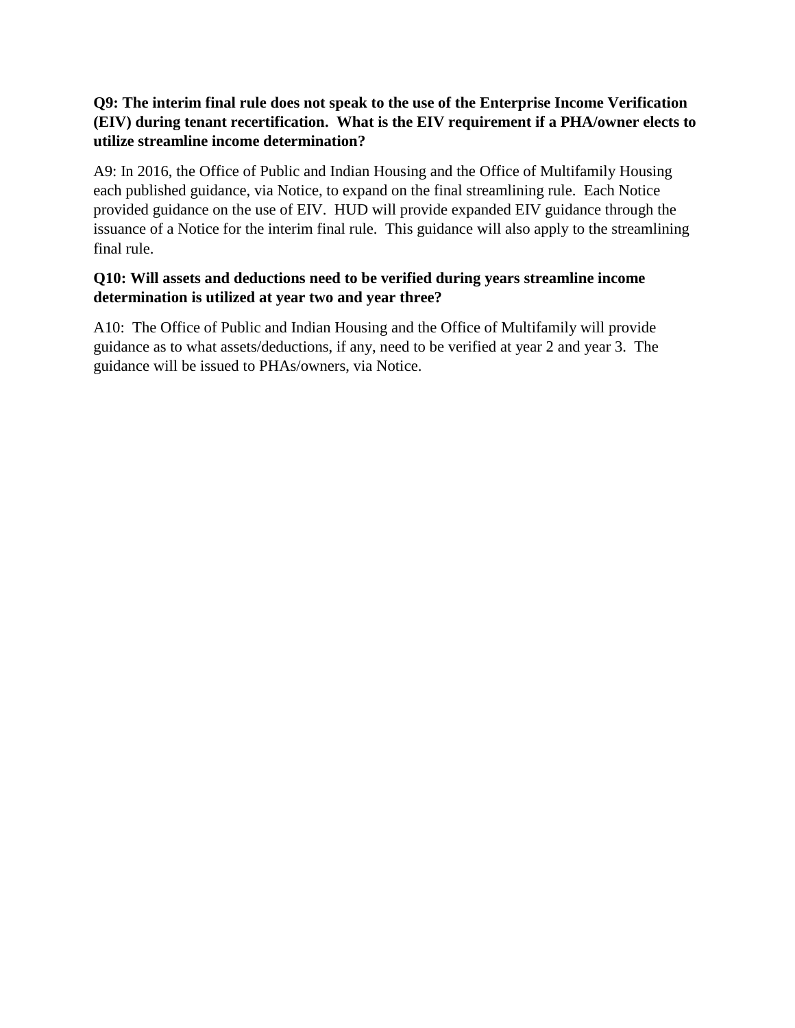**Q9: The interim final rule does not speak to the use of the Enterprise Income Verification (EIV) during tenant recertification. What is the EIV requirement if a PHA/owner elects to utilize streamline income determination?**

A9: In 2016, the Office of Public and Indian Housing and the Office of Multifamily Housing each published guidance, via Notice, to expand on the final streamlining rule. Each Notice provided guidance on the use of EIV. HUD will provide expanded EIV guidance through the issuance of a Notice for the interim final rule. This guidance will also apply to the streamlining final rule.

**Q10: Will assets and deductions need to be verified during years streamline income determination is utilized at year two and year three?**

A10: The Office of Public and Indian Housing and the Office of Multifamily will provide guidance as to what assets/deductions, if any, need to be verified at year 2 and year 3. The guidance will be issued to PHAs/owners, via Notice.